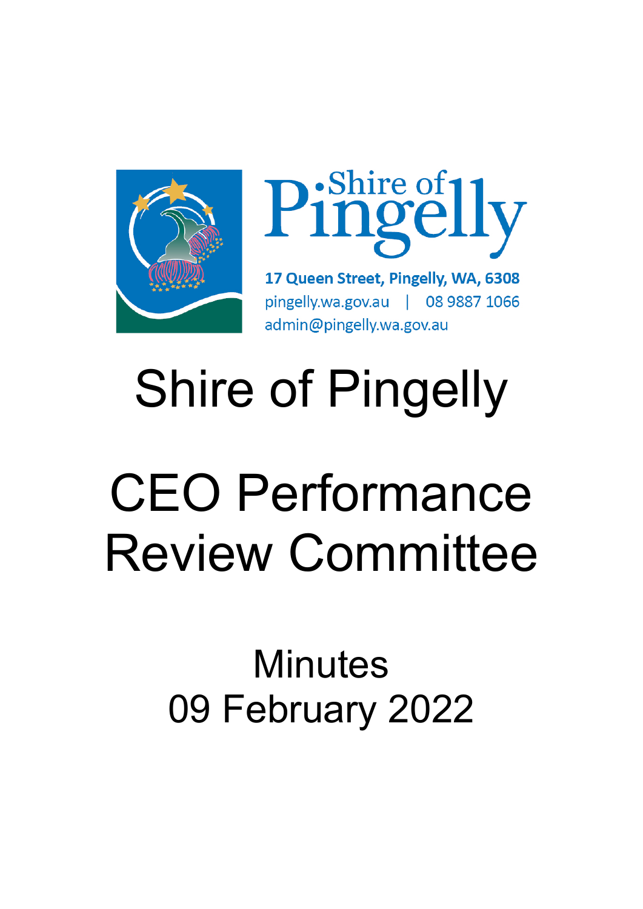Shire of Pingelly

17 Queen Street, Pingelly, WA, 6308
pingelly.wa.gov.au | 08 9887 1066
admin@pingelly.wa.gov.au

# Shire of Pingelly

# CEO Performance Review Committee

## Minutes
## 09 February 2022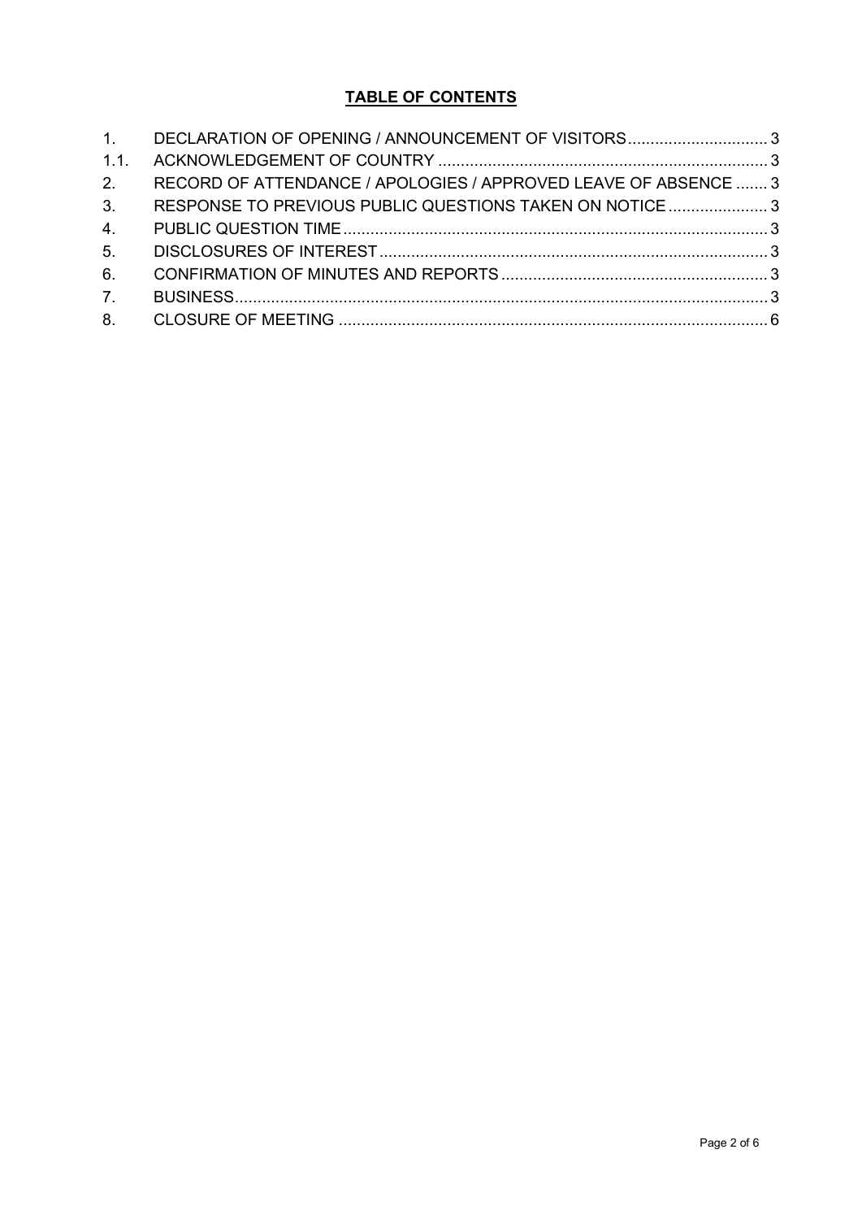**TABLE OF CONTENTS**

| | | |
|---|---|---|
| 1. | DECLARATION OF OPENING / ANNOUNCEMENT OF VISITORS | 3 |
| 1.1. | ACKNOWLEDGEMENT OF COUNTRY | 3 |
| 2. | RECORD OF ATTENDANCE / APOLOGIES / APPROVED LEAVE OF ABSENCE | 3 |
| 3. | RESPONSE TO PREVIOUS PUBLIC QUESTIONS TAKEN ON NOTICE | 3 |
| 4. | PUBLIC QUESTION TIME | 3 |
| 5. | DISCLOSURES OF INTEREST | 3 |
| 6. | CONFIRMATION OF MINUTES AND REPORTS | 3 |
| 7. | BUSINESS | 3 |
| 8. | CLOSURE OF MEETING | 6 |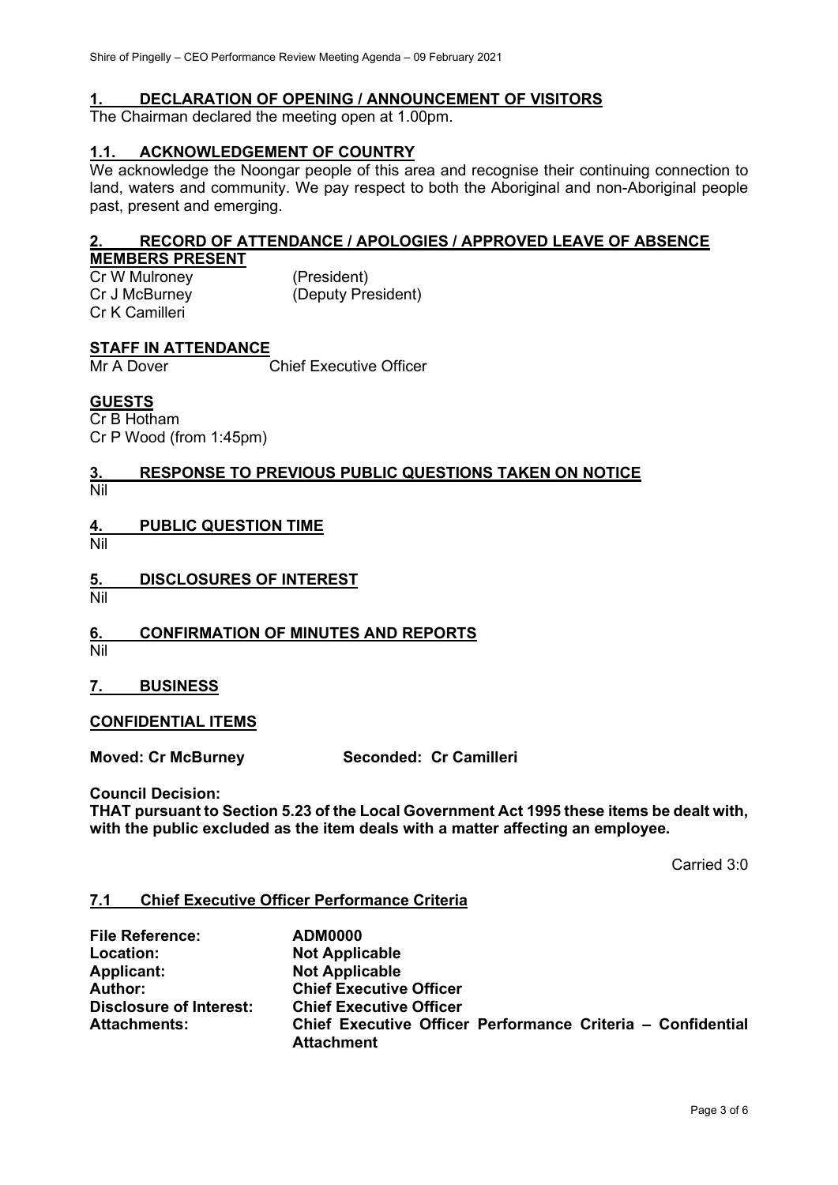## 1. DECLARATION OF OPENING / ANNOUNCEMENT OF VISITORS

The Chairman declared the meeting open at 1.00pm.

### 1.1. ACKNOWLEDGEMENT OF COUNTRY

We acknowledge the Noongar people of this area and recognise their continuing connection to land, waters and community. We pay respect to both the Aboriginal and non-Aboriginal people past, present and emerging.

## 2. RECORD OF ATTENDANCE / APOLOGIES / APPROVED LEAVE OF ABSENCE

**MEMBERS PRESENT**

Cr W Mulroney (President)
Cr J McBurney (Deputy President)
Cr K Camilleri

**STAFF IN ATTENDANCE**

Mr A Dover Chief Executive Officer

**GUESTS**

Cr B Hotham
Cr P Wood (from 1:45pm)

## 3. RESPONSE TO PREVIOUS PUBLIC QUESTIONS TAKEN ON NOTICE

Nil

## 4. PUBLIC QUESTION TIME

Nil

## 5. DISCLOSURES OF INTEREST

Nil

## 6. CONFIRMATION OF MINUTES AND REPORTS

Nil

## 7. BUSINESS

**CONFIDENTIAL ITEMS**

**Moved: Cr McBurney Seconded: Cr Camilleri**

**Council Decision:**
**THAT pursuant to Section 5.23 of the Local Government Act 1995 these items be dealt with, with the public excluded as the item deals with a matter affecting an employee.**

Carried 3:0

### 7.1 Chief Executive Officer Performance Criteria

| | |
|---|---|
| **File Reference:** | **ADM0000** |
| **Location:** | **Not Applicable** |
| **Applicant:** | **Not Applicable** |
| **Author:** | **Chief Executive Officer** |
| **Disclosure of Interest:** | **Chief Executive Officer** |
| **Attachments:** | **Chief Executive Officer Performance Criteria – Confidential Attachment** |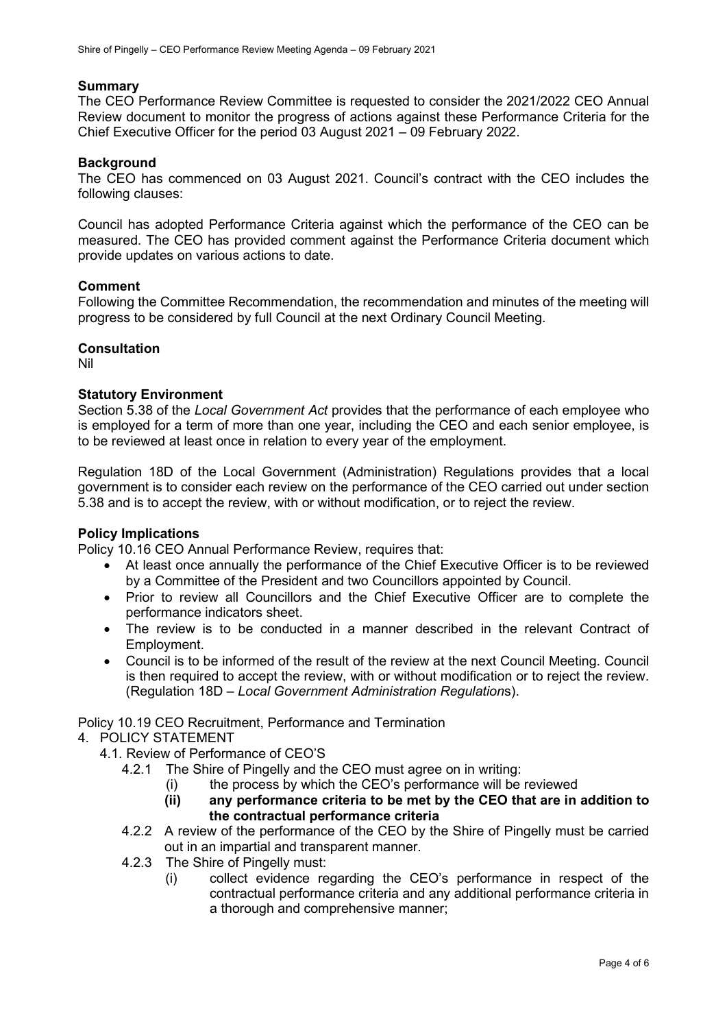### Summary

The CEO Performance Review Committee is requested to consider the 2021/2022 CEO Annual Review document to monitor the progress of actions against these Performance Criteria for the Chief Executive Officer for the period 03 August 2021 – 09 February 2022.

### Background

The CEO has commenced on 03 August 2021. Council's contract with the CEO includes the following clauses:

Council has adopted Performance Criteria against which the performance of the CEO can be measured. The CEO has provided comment against the Performance Criteria document which provide updates on various actions to date.

### Comment

Following the Committee Recommendation, the recommendation and minutes of the meeting will progress to be considered by full Council at the next Ordinary Council Meeting.

### Consultation

Nil

### Statutory Environment

Section 5.38 of the *Local Government Act* provides that the performance of each employee who is employed for a term of more than one year, including the CEO and each senior employee, is to be reviewed at least once in relation to every year of the employment.

Regulation 18D of the Local Government (Administration) Regulations provides that a local government is to consider each review on the performance of the CEO carried out under section 5.38 and is to accept the review, with or without modification, or to reject the review.

### Policy Implications

Policy 10.16 CEO Annual Performance Review, requires that:

- At least once annually the performance of the Chief Executive Officer is to be reviewed by a Committee of the President and two Councillors appointed by Council.
- Prior to review all Councillors and the Chief Executive Officer are to complete the performance indicators sheet.
- The review is to be conducted in a manner described in the relevant Contract of Employment.
- Council is to be informed of the result of the review at the next Council Meeting. Council is then required to accept the review, with or without modification or to reject the review. (Regulation 18D – *Local Government Administration Regulation*s).

Policy 10.19 CEO Recruitment, Performance and Termination

4. POLICY STATEMENT
   4.1. Review of Performance of CEO'S
      4.2.1 The Shire of Pingelly and the CEO must agree on in writing:
         (i) the process by which the CEO's performance will be reviewed
         **(ii) any performance criteria to be met by the CEO that are in addition to the contractual performance criteria**
      4.2.2 A review of the performance of the CEO by the Shire of Pingelly must be carried out in an impartial and transparent manner.
      4.2.3 The Shire of Pingelly must:
         (i) collect evidence regarding the CEO's performance in respect of the contractual performance criteria and any additional performance criteria in a thorough and comprehensive manner;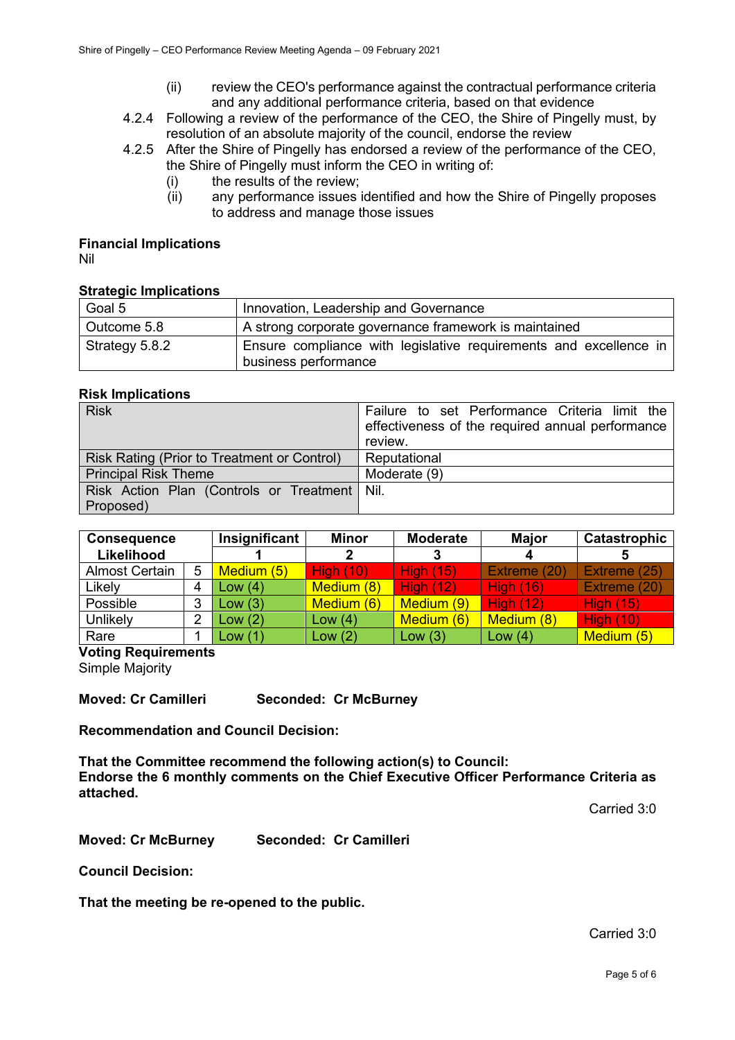(ii) review the CEO's performance against the contractual performance criteria and any additional performance criteria, based on that evidence

4.2.4 Following a review of the performance of the CEO, the Shire of Pingelly must, by resolution of an absolute majority of the council, endorse the review

4.2.5 After the Shire of Pingelly has endorsed a review of the performance of the CEO, the Shire of Pingelly must inform the CEO in writing of:

(i) the results of the review;

(ii) any performance issues identified and how the Shire of Pingelly proposes to address and manage those issues

**Financial Implications**

Nil

**Strategic Implications**

| | |
|---|---|
| Goal 5 | Innovation, Leadership and Governance |
| Outcome 5.8 | A strong corporate governance framework is maintained |
| Strategy 5.8.2 | Ensure compliance with legislative requirements and excellence in business performance |

**Risk Implications**

| | |
|---|---|
| Risk | Failure to set Performance Criteria limit the effectiveness of the required annual performance review. |
| Risk Rating (Prior to Treatment or Control) | Reputational |
| Principal Risk Theme | Moderate (9) |
| Risk Action Plan (Controls or Treatment Proposed) | Nil. |

| Consequence | | Insignificant | Minor | Moderate | Major | Catastrophic |
|---|---|---|---|---|---|---|
| Likelihood | | 1 | 2 | 3 | 4 | 5 |
| Almost Certain | 5 | Medium (5) | High (10) | High (15) | Extreme (20) | Extreme (25) |
| Likely | 4 | Low (4) | Medium (8) | High (12) | High (16) | Extreme (20) |
| Possible | 3 | Low (3) | Medium (6) | Medium (9) | High (12) | High (15) |
| Unlikely | 2 | Low (2) | Low (4) | Medium (6) | Medium (8) | High (10) |
| Rare | 1 | Low (1) | Low (2) | Low (3) | Low (4) | Medium (5) |

**Voting Requirements**

Simple Majority

**Moved: Cr Camilleri** **Seconded: Cr McBurney**

**Recommendation and Council Decision:**

**That the Committee recommend the following action(s) to Council:**
**Endorse the 6 monthly comments on the Chief Executive Officer Performance Criteria as attached.**

Carried 3:0

**Moved: Cr McBurney** **Seconded: Cr Camilleri**

**Council Decision:**

**That the meeting be re-opened to the public.**

Carried 3:0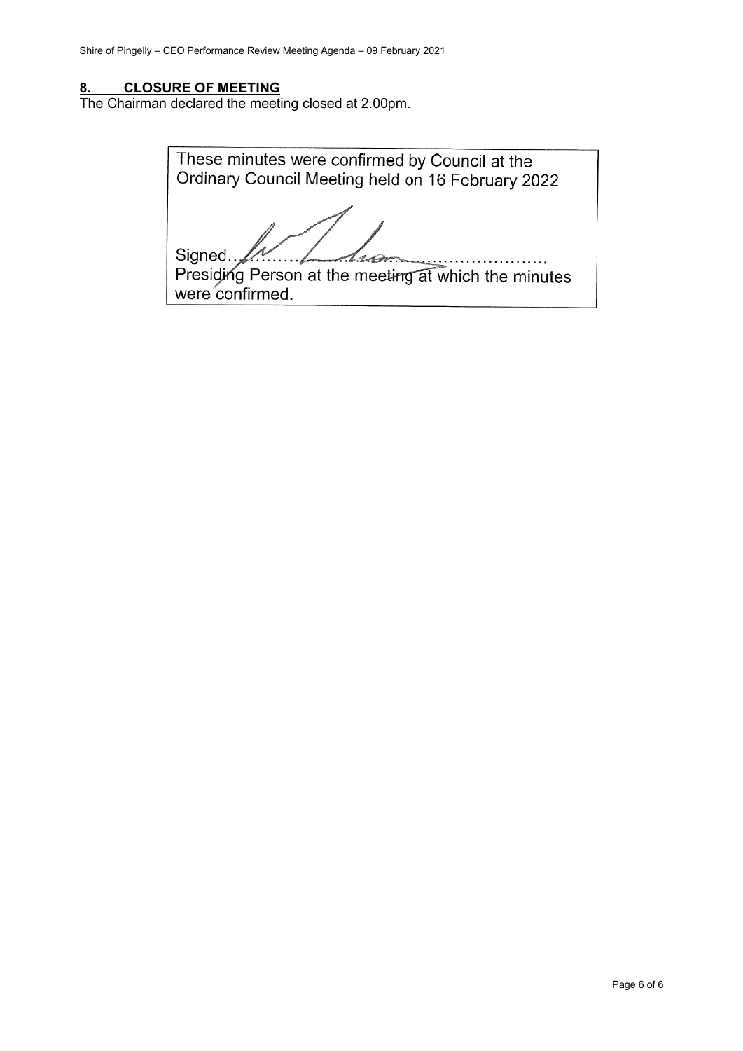## 8. CLOSURE OF MEETING

The Chairman declared the meeting closed at 2.00pm.

These minutes were confirmed by Council at the Ordinary Council Meeting held on 16 February 2022

Signed.......................................................

Presiding Person at the meeting at which the minutes were confirmed.